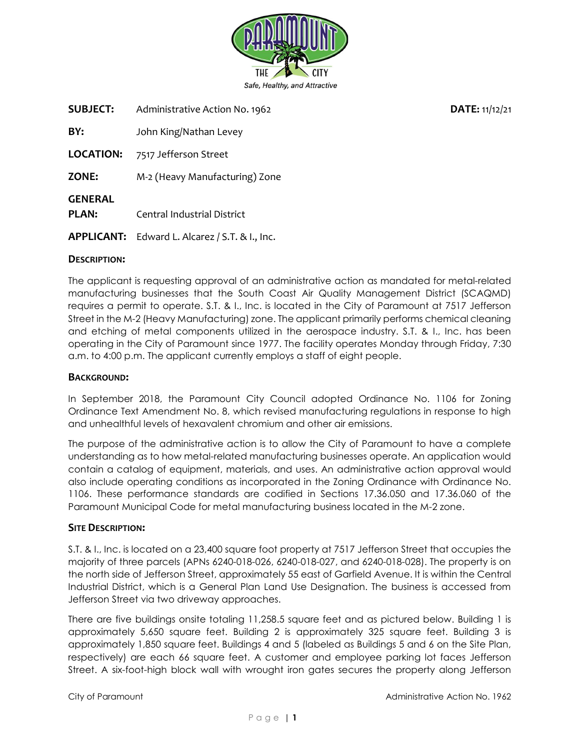PARAMOUNT THE CITY

*Safe, Healthy, and Attractive*

**SUBJECT:** Administrative Action No. 1962 **DATE:** 11/12/21

**BY:** John King/Nathan Levey

**LOCATION:** 7517 Jefferson Street

**ZONE:** M-2 (Heavy Manufacturing) Zone

**GENERAL PLAN:** Central Industrial District

**APPLICANT:** Edward L. Alcarez / S.T. & I., Inc.

## DESCRIPTION:

The applicant is requesting approval of an administrative action as mandated for metal-related manufacturing businesses that the South Coast Air Quality Management District (SCAQMD) requires a permit to operate. S.T. & I., Inc. is located in the City of Paramount at 7517 Jefferson Street in the M-2 (Heavy Manufacturing) zone. The applicant primarily performs chemical cleaning and etching of metal components utilized in the aerospace industry. S.T. & I., Inc. has been operating in the City of Paramount since 1977. The facility operates Monday through Friday, 7:30 a.m. to 4:00 p.m. The applicant currently employs a staff of eight people.

## BACKGROUND:

In September 2018, the Paramount City Council adopted Ordinance No. 1106 for Zoning Ordinance Text Amendment No. 8, which revised manufacturing regulations in response to high and unhealthful levels of hexavalent chromium and other air emissions.

The purpose of the administrative action is to allow the City of Paramount to have a complete understanding as to how metal-related manufacturing businesses operate. An application would contain a catalog of equipment, materials, and uses. An administrative action approval would also include operating conditions as incorporated in the Zoning Ordinance with Ordinance No. 1106. These performance standards are codified in Sections 17.36.050 and 17.36.060 of the Paramount Municipal Code for metal manufacturing business located in the M-2 zone.

## SITE DESCRIPTION:

S.T. & I., Inc. is located on a 23,400 square foot property at 7517 Jefferson Street that occupies the majority of three parcels (APNs 6240-018-026, 6240-018-027, and 6240-018-028). The property is on the north side of Jefferson Street, approximately 55 east of Garfield Avenue. It is within the Central Industrial District, which is a General Plan Land Use Designation. The business is accessed from Jefferson Street via two driveway approaches.

There are five buildings onsite totaling 11,258.5 square feet and as pictured below. Building 1 is approximately 5,650 square feet. Building 2 is approximately 325 square feet. Building 3 is approximately 1,850 square feet. Buildings 4 and 5 (labeled as Buildings 5 and 6 on the Site Plan, respectively) are each 66 square feet. A customer and employee parking lot faces Jefferson Street. A six-foot-high block wall with wrought iron gates secures the property along Jefferson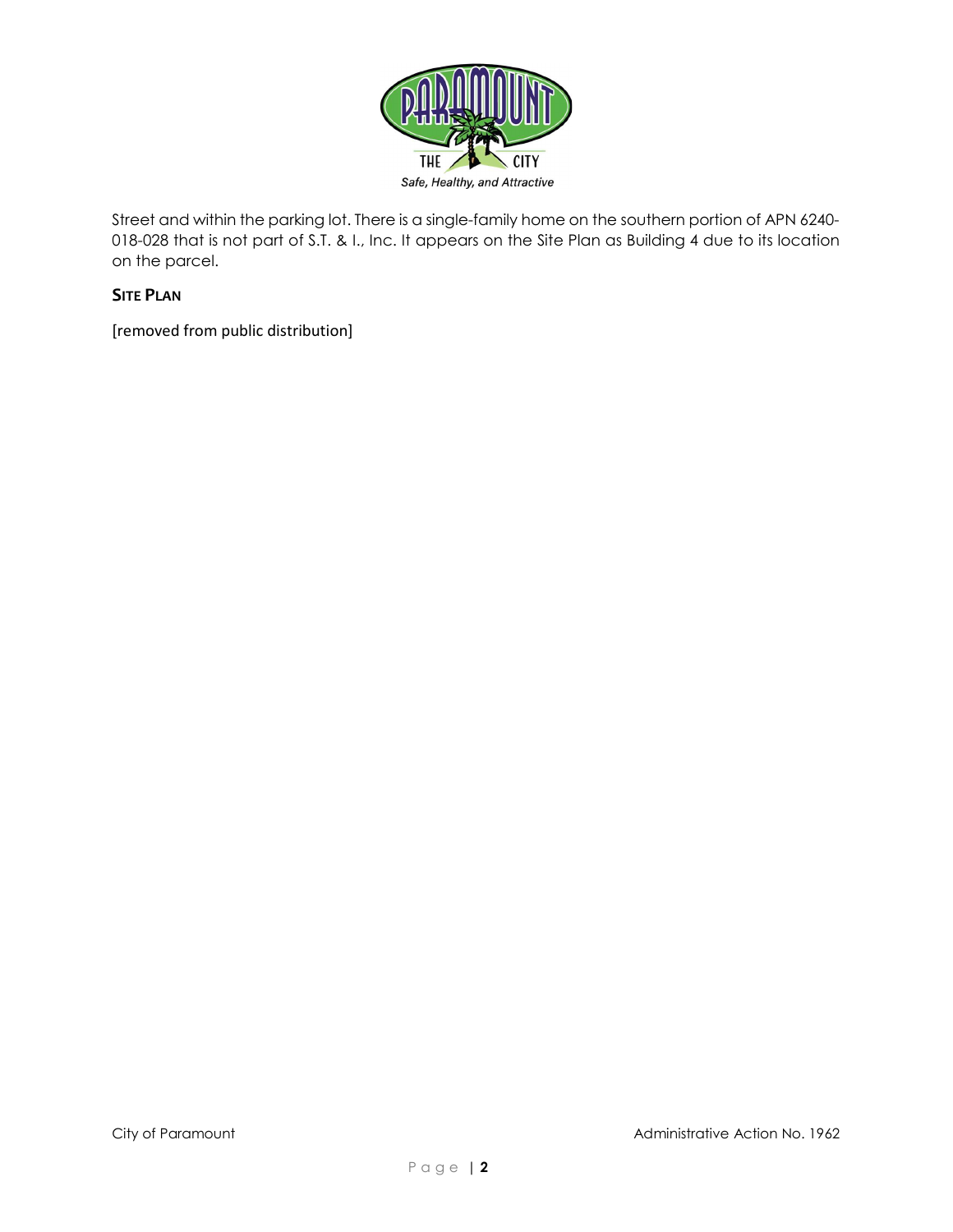Street and within the parking lot. There is a single-family home on the southern portion of APN 6240-018-028 that is not part of S.T. & I., Inc. It appears on the Site Plan as Building 4 due to its location on the parcel.

**SITE PLAN**

[removed from public distribution]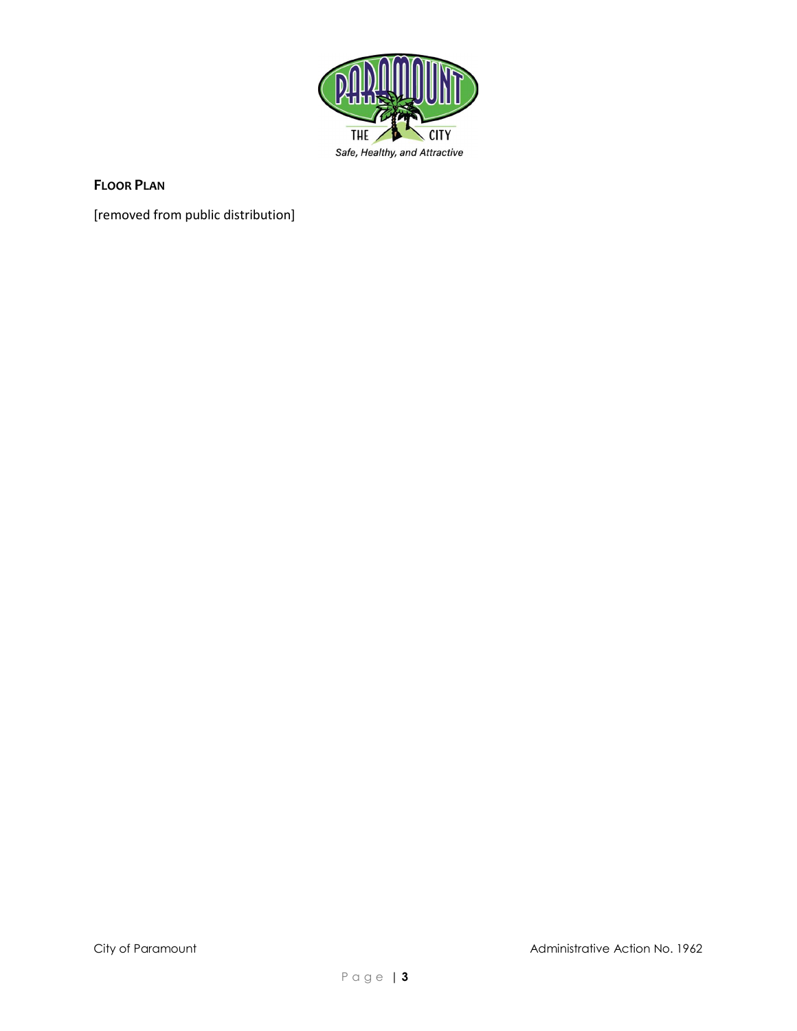**FLOOR PLAN**

[removed from public distribution]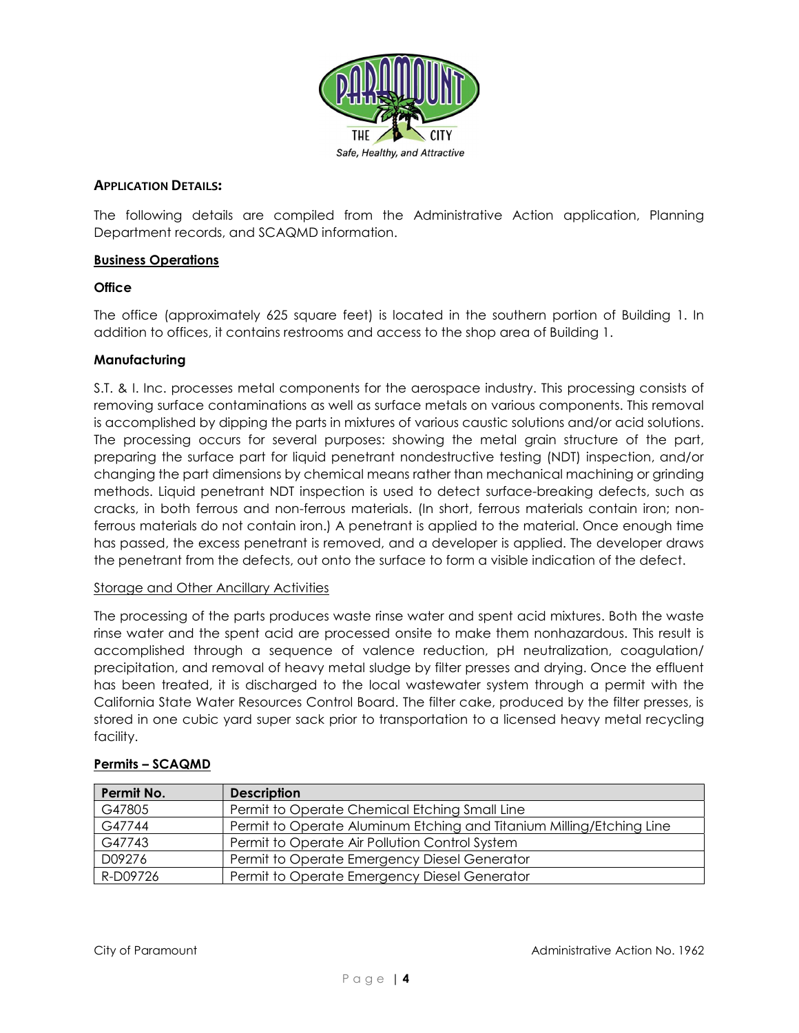## APPLICATION DETAILS:

The following details are compiled from the Administrative Action application, Planning Department records, and SCAQMD information.

### Business Operations

#### Office

The office (approximately 625 square feet) is located in the southern portion of Building 1. In addition to offices, it contains restrooms and access to the shop area of Building 1.

#### Manufacturing

S.T. & I. Inc. processes metal components for the aerospace industry. This processing consists of removing surface contaminations as well as surface metals on various components. This removal is accomplished by dipping the parts in mixtures of various caustic solutions and/or acid solutions. The processing occurs for several purposes: showing the metal grain structure of the part, preparing the surface part for liquid penetrant nondestructive testing (NDT) inspection, and/or changing the part dimensions by chemical means rather than mechanical machining or grinding methods. Liquid penetrant NDT inspection is used to detect surface-breaking defects, such as cracks, in both ferrous and non-ferrous materials. (In short, ferrous materials contain iron; non-ferrous materials do not contain iron.) A penetrant is applied to the material. Once enough time has passed, the excess penetrant is removed, and a developer is applied. The developer draws the penetrant from the defects, out onto the surface to form a visible indication of the defect.

Storage and Other Ancillary Activities

The processing of the parts produces waste rinse water and spent acid mixtures. Both the waste rinse water and the spent acid are processed onsite to make them nonhazardous. This result is accomplished through a sequence of valence reduction, pH neutralization, coagulation/precipitation, and removal of heavy metal sludge by filter presses and drying. Once the effluent has been treated, it is discharged to the local wastewater system through a permit with the California State Water Resources Control Board. The filter cake, produced by the filter presses, is stored in one cubic yard super sack prior to transportation to a licensed heavy metal recycling facility.

### Permits – SCAQMD

| Permit No. | Description |
|---|---|
| G47805 | Permit to Operate Chemical Etching Small Line |
| G47744 | Permit to Operate Aluminum Etching and Titanium Milling/Etching Line |
| G47743 | Permit to Operate Air Pollution Control System |
| D09276 | Permit to Operate Emergency Diesel Generator |
| R-D09726 | Permit to Operate Emergency Diesel Generator |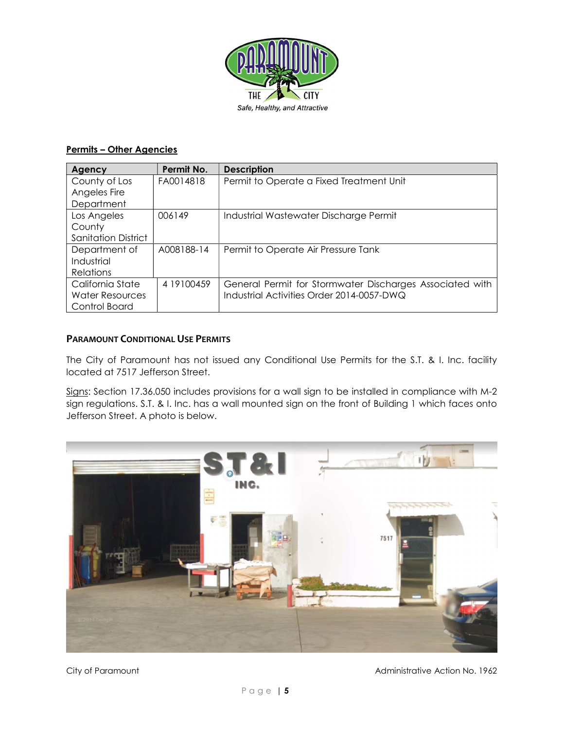## Permits – Other Agencies

| Agency | Permit No. | Description |
|---|---|---|
| County of Los Angeles Fire Department | FA0014818 | Permit to Operate a Fixed Treatment Unit |
| Los Angeles County Sanitation District | 006149 | Industrial Wastewater Discharge Permit |
| Department of Industrial Relations | A008188-14 | Permit to Operate Air Pressure Tank |
| California State Water Resources Control Board | 4 19100459 | General Permit for Stormwater Discharges Associated with Industrial Activities Order 2014-0057-DWQ |

### PARAMOUNT CONDITIONAL USE PERMITS

The City of Paramount has not issued any Conditional Use Permits for the S.T. & I. Inc. facility located at 7517 Jefferson Street.

Signs: Section 17.36.050 includes provisions for a wall sign to be installed in compliance with M-2 sign regulations. S.T. & I. Inc. has a wall mounted sign on the front of Building 1 which faces onto Jefferson Street. A photo is below.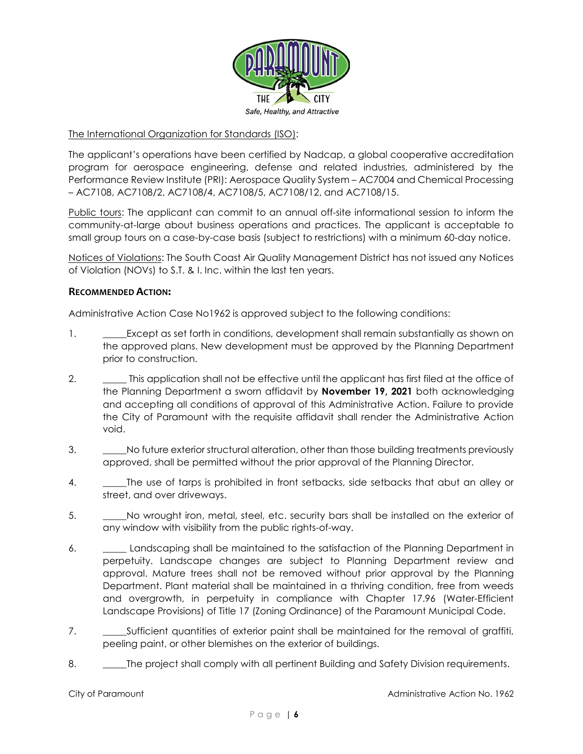The International Organization for Standards (ISO):

The applicant's operations have been certified by Nadcap, a global cooperative accreditation program for aerospace engineering, defense and related industries, administered by the Performance Review Institute (PRI): Aerospace Quality System – AC7004 and Chemical Processing – AC7108, AC7108/2, AC7108/4, AC7108/5, AC7108/12, and AC7108/15.

Public tours: The applicant can commit to an annual off-site informational session to inform the community-at-large about business operations and practices. The applicant is acceptable to small group tours on a case-by-case basis (subject to restrictions) with a minimum 60-day notice.

Notices of Violations: The South Coast Air Quality Management District has not issued any Notices of Violation (NOVs) to S.T. & I. Inc. within the last ten years.

**RECOMMENDED ACTION:**

Administrative Action Case No1962 is approved subject to the following conditions:

1. _____Except as set forth in conditions, development shall remain substantially as shown on the approved plans. New development must be approved by the Planning Department prior to construction.
2. _____ This application shall not be effective until the applicant has first filed at the office of the Planning Department a sworn affidavit by **November 19, 2021** both acknowledging and accepting all conditions of approval of this Administrative Action. Failure to provide the City of Paramount with the requisite affidavit shall render the Administrative Action void.
3. _____No future exterior structural alteration, other than those building treatments previously approved, shall be permitted without the prior approval of the Planning Director.
4. _____The use of tarps is prohibited in front setbacks, side setbacks that abut an alley or street, and over driveways.
5. _____No wrought iron, metal, steel, etc. security bars shall be installed on the exterior of any window with visibility from the public rights-of-way.
6. _____ Landscaping shall be maintained to the satisfaction of the Planning Department in perpetuity. Landscape changes are subject to Planning Department review and approval. Mature trees shall not be removed without prior approval by the Planning Department. Plant material shall be maintained in a thriving condition, free from weeds and overgrowth, in perpetuity in compliance with Chapter 17.96 (Water-Efficient Landscape Provisions) of Title 17 (Zoning Ordinance) of the Paramount Municipal Code.
7. _____Sufficient quantities of exterior paint shall be maintained for the removal of graffiti, peeling paint, or other blemishes on the exterior of buildings.
8. _____The project shall comply with all pertinent Building and Safety Division requirements.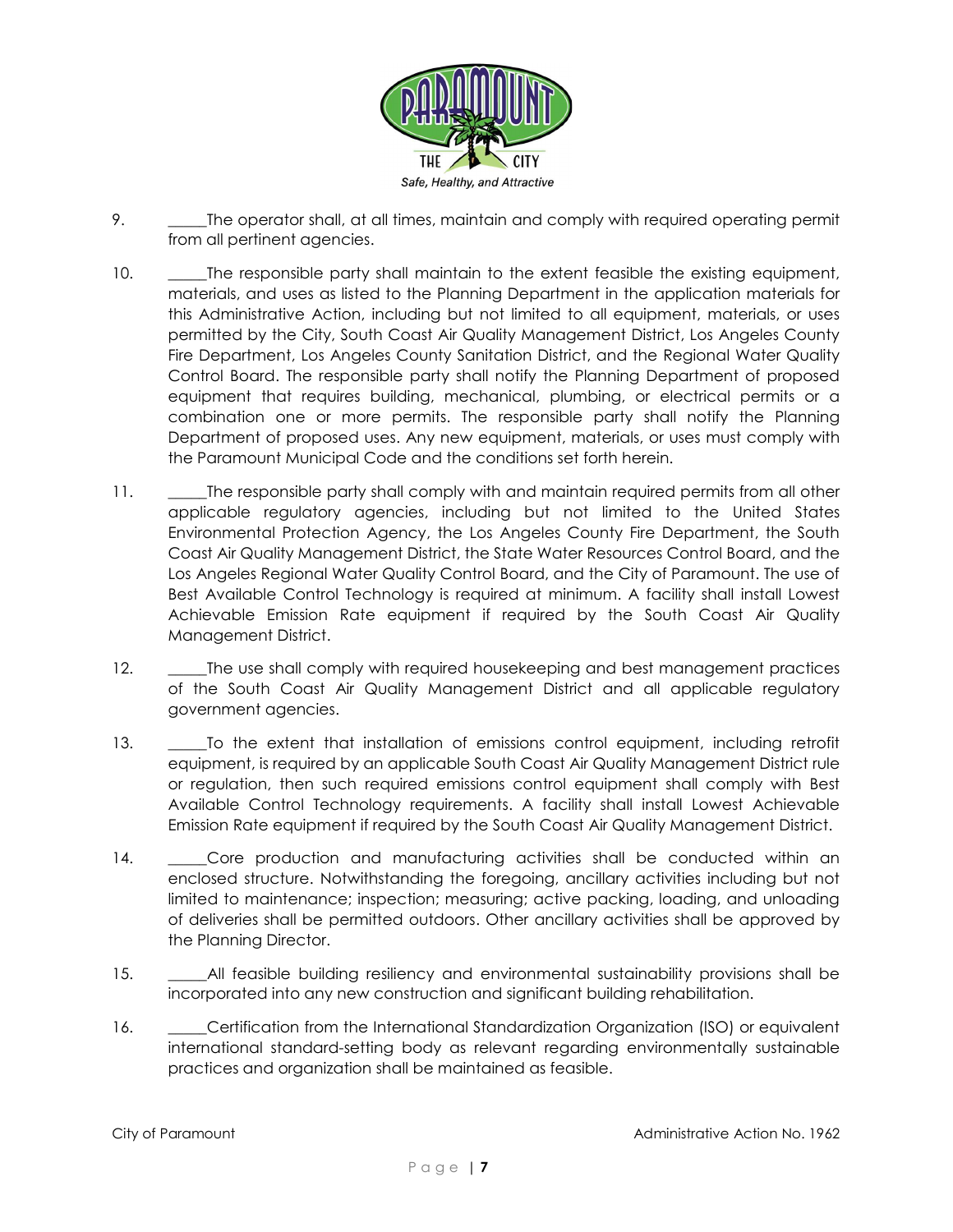9. _____The operator shall, at all times, maintain and comply with required operating permit from all pertinent agencies.

10. _____The responsible party shall maintain to the extent feasible the existing equipment, materials, and uses as listed to the Planning Department in the application materials for this Administrative Action, including but not limited to all equipment, materials, or uses permitted by the City, South Coast Air Quality Management District, Los Angeles County Fire Department, Los Angeles County Sanitation District, and the Regional Water Quality Control Board. The responsible party shall notify the Planning Department of proposed equipment that requires building, mechanical, plumbing, or electrical permits or a combination one or more permits. The responsible party shall notify the Planning Department of proposed uses. Any new equipment, materials, or uses must comply with the Paramount Municipal Code and the conditions set forth herein.

11. _____The responsible party shall comply with and maintain required permits from all other applicable regulatory agencies, including but not limited to the United States Environmental Protection Agency, the Los Angeles County Fire Department, the South Coast Air Quality Management District, the State Water Resources Control Board, and the Los Angeles Regional Water Quality Control Board, and the City of Paramount. The use of Best Available Control Technology is required at minimum. A facility shall install Lowest Achievable Emission Rate equipment if required by the South Coast Air Quality Management District.

12. _____The use shall comply with required housekeeping and best management practices of the South Coast Air Quality Management District and all applicable regulatory government agencies.

13. _____To the extent that installation of emissions control equipment, including retrofit equipment, is required by an applicable South Coast Air Quality Management District rule or regulation, then such required emissions control equipment shall comply with Best Available Control Technology requirements. A facility shall install Lowest Achievable Emission Rate equipment if required by the South Coast Air Quality Management District.

14. _____Core production and manufacturing activities shall be conducted within an enclosed structure. Notwithstanding the foregoing, ancillary activities including but not limited to maintenance; inspection; measuring; active packing, loading, and unloading of deliveries shall be permitted outdoors. Other ancillary activities shall be approved by the Planning Director.

15. _____All feasible building resiliency and environmental sustainability provisions shall be incorporated into any new construction and significant building rehabilitation.

16. _____Certification from the International Standardization Organization (ISO) or equivalent international standard-setting body as relevant regarding environmentally sustainable practices and organization shall be maintained as feasible.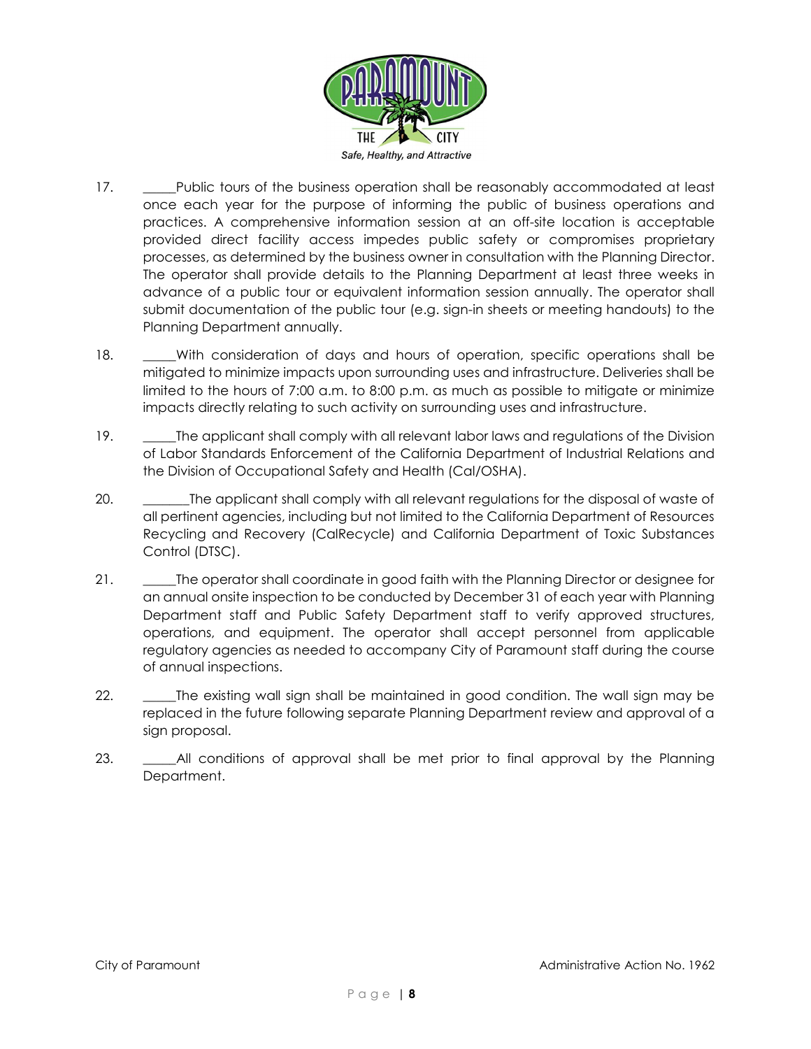17. _____Public tours of the business operation shall be reasonably accommodated at least once each year for the purpose of informing the public of business operations and practices. A comprehensive information session at an off-site location is acceptable provided direct facility access impedes public safety or compromises proprietary processes, as determined by the business owner in consultation with the Planning Director. The operator shall provide details to the Planning Department at least three weeks in advance of a public tour or equivalent information session annually. The operator shall submit documentation of the public tour (e.g. sign-in sheets or meeting handouts) to the Planning Department annually.

18. _____With consideration of days and hours of operation, specific operations shall be mitigated to minimize impacts upon surrounding uses and infrastructure. Deliveries shall be limited to the hours of 7:00 a.m. to 8:00 p.m. as much as possible to mitigate or minimize impacts directly relating to such activity on surrounding uses and infrastructure.

19. _____The applicant shall comply with all relevant labor laws and regulations of the Division of Labor Standards Enforcement of the California Department of Industrial Relations and the Division of Occupational Safety and Health (Cal/OSHA).

20. _______The applicant shall comply with all relevant regulations for the disposal of waste of all pertinent agencies, including but not limited to the California Department of Resources Recycling and Recovery (CalRecycle) and California Department of Toxic Substances Control (DTSC).

21. _____The operator shall coordinate in good faith with the Planning Director or designee for an annual onsite inspection to be conducted by December 31 of each year with Planning Department staff and Public Safety Department staff to verify approved structures, operations, and equipment. The operator shall accept personnel from applicable regulatory agencies as needed to accompany City of Paramount staff during the course of annual inspections.

22. _____The existing wall sign shall be maintained in good condition. The wall sign may be replaced in the future following separate Planning Department review and approval of a sign proposal.

23. _____All conditions of approval shall be met prior to final approval by the Planning Department.